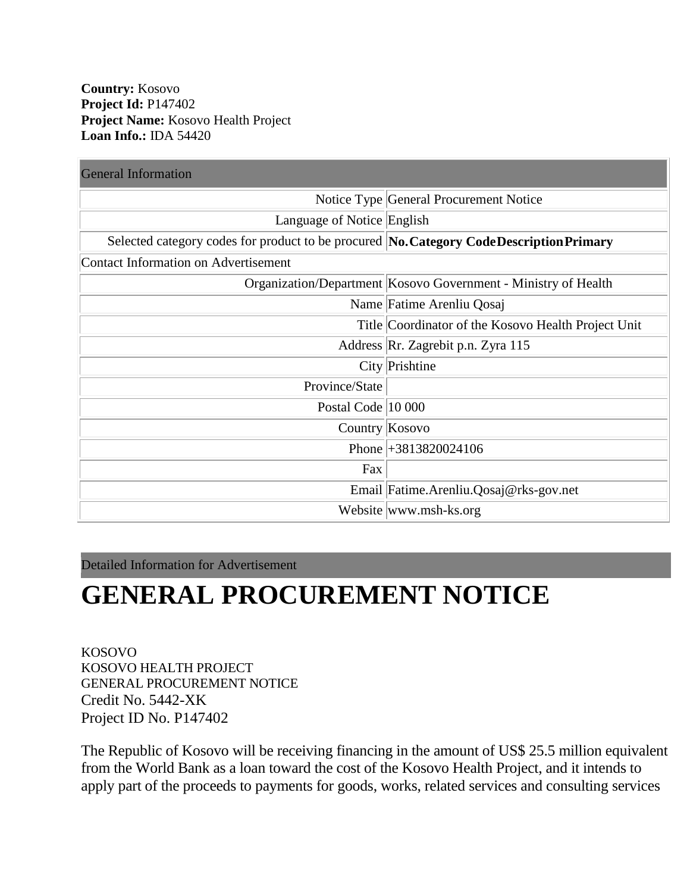**Country:** Kosovo
**Project Id:** P147402
**Project Name:** Kosovo Health Project
**Loan Info.:** IDA 54420

| General Information | |
|---|---|
| Notice Type | General Procurement Notice |
| Language of Notice | English |
| Selected category codes for product to be procured | **No. Category Code Description Primary** |
| Contact Information on Advertisement | |
| Organization/Department | Kosovo Government - Ministry of Health |
| Name | Fatime Arenliu Qosaj |
| Title | Coordinator of the Kosovo Health Project Unit |
| Address | Rr. Zagrebit p.n. Zyra 115 |
| City | Prishtine |
| Province/State | |
| Postal Code | 10 000 |
| Country | Kosovo |
| Phone | +3813820024106 |
| Fax | |
| Email | Fatime.Arenliu.Qosaj@rks-gov.net |
| Website | www.msh-ks.org |

Detailed Information for Advertisement

# GENERAL PROCUREMENT NOTICE

KOSOVO
KOSOVO HEALTH PROJECT
GENERAL PROCUREMENT NOTICE
Credit No. 5442-XK
Project ID No. P147402

The Republic of Kosovo will be receiving financing in the amount of US$ 25.5 million equivalent from the World Bank as a loan toward the cost of the Kosovo Health Project, and it intends to apply part of the proceeds to payments for goods, works, related services and consulting services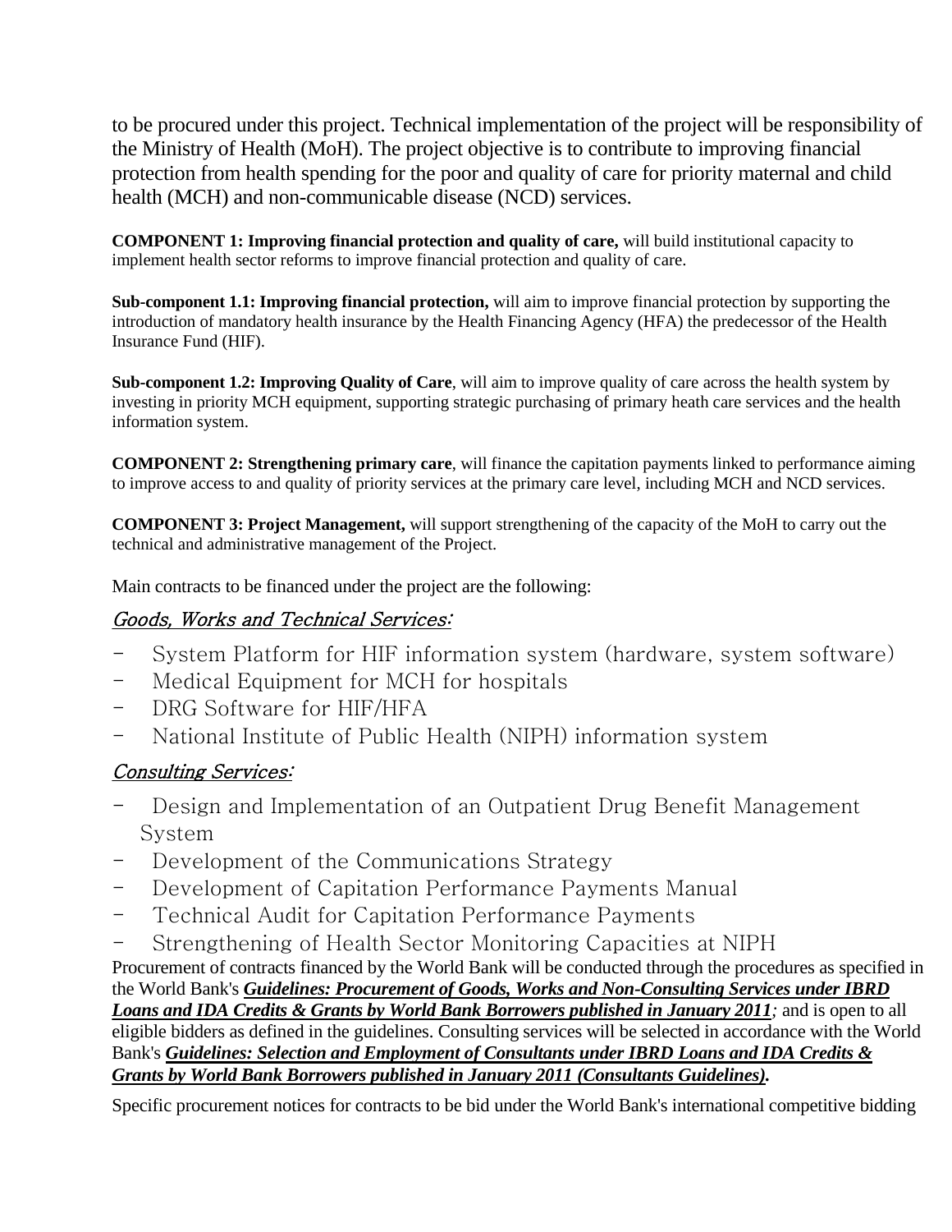to be procured under this project. Technical implementation of the project will be responsibility of the Ministry of Health (MoH). The project objective is to contribute to improving financial protection from health spending for the poor and quality of care for priority maternal and child health (MCH) and non-communicable disease (NCD) services.

**COMPONENT 1: Improving financial protection and quality of care,** will build institutional capacity to implement health sector reforms to improve financial protection and quality of care.

**Sub-component 1.1: Improving financial protection,** will aim to improve financial protection by supporting the introduction of mandatory health insurance by the Health Financing Agency (HFA) the predecessor of the Health Insurance Fund (HIF).

**Sub-component 1.2: Improving Quality of Care**, will aim to improve quality of care across the health system by investing in priority MCH equipment, supporting strategic purchasing of primary heath care services and the health information system.

**COMPONENT 2: Strengthening primary care**, will finance the capitation payments linked to performance aiming to improve access to and quality of priority services at the primary care level, including MCH and NCD services.

**COMPONENT 3: Project Management,** will support strengthening of the capacity of the MoH to carry out the technical and administrative management of the Project.

Main contracts to be financed under the project are the following:

*Goods, Works and Technical Services:*

- System Platform for HIF information system (hardware, system software)
- Medical Equipment for MCH for hospitals
- DRG Software for HIF/HFA
- National Institute of Public Health (NIPH) information system

*Consulting Services:*

- Design and Implementation of an Outpatient Drug Benefit Management System
- Development of the Communications Strategy
- Development of Capitation Performance Payments Manual
- Technical Audit for Capitation Performance Payments
- Strengthening of Health Sector Monitoring Capacities at NIPH

Procurement of contracts financed by the World Bank will be conducted through the procedures as specified in the World Bank's ***Guidelines: Procurement of Goods, Works and Non-Consulting Services under IBRD Loans and IDA Credits & Grants by World Bank Borrowers published in January 2011****;* and is open to all eligible bidders as defined in the guidelines. Consulting services will be selected in accordance with the World Bank's ***Guidelines: Selection and Employment of Consultants under IBRD Loans and IDA Credits & Grants by World Bank Borrowers published in January 2011 (Consultants Guidelines).***

Specific procurement notices for contracts to be bid under the World Bank's international competitive bidding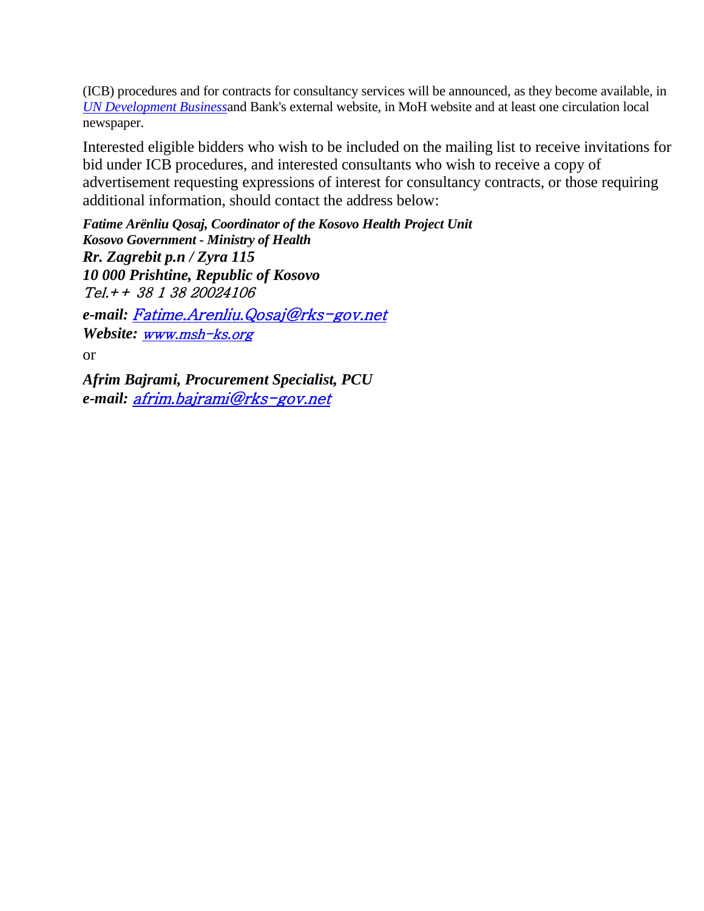(ICB) procedures and for contracts for consultancy services will be announced, as they become available, in *UN Development Business*and Bank's external website, in MoH website and at least one circulation local newspaper.

Interested eligible bidders who wish to be included on the mailing list to receive invitations for bid under ICB procedures, and interested consultants who wish to receive a copy of advertisement requesting expressions of interest for consultancy contracts, or those requiring additional information, should contact the address below:

***Fatime Arënliu Qosaj, Coordinator of the Kosovo Health Project Unit***
***Kosovo Government - Ministry of Health***
***Rr. Zagrebit p.n / Zyra 115***
***10 000 Prishtine, Republic of Kosovo***
*Tel.++ 38 1 38 20024106*
***e-mail:*** *Fatime.Arenliu.Qosaj@rks-gov.net*
***Website:*** *www.msh-ks.org*

or

***Afrim Bajrami, Procurement Specialist, PCU***
***e-mail:*** *afrim.bajrami@rks-gov.net*